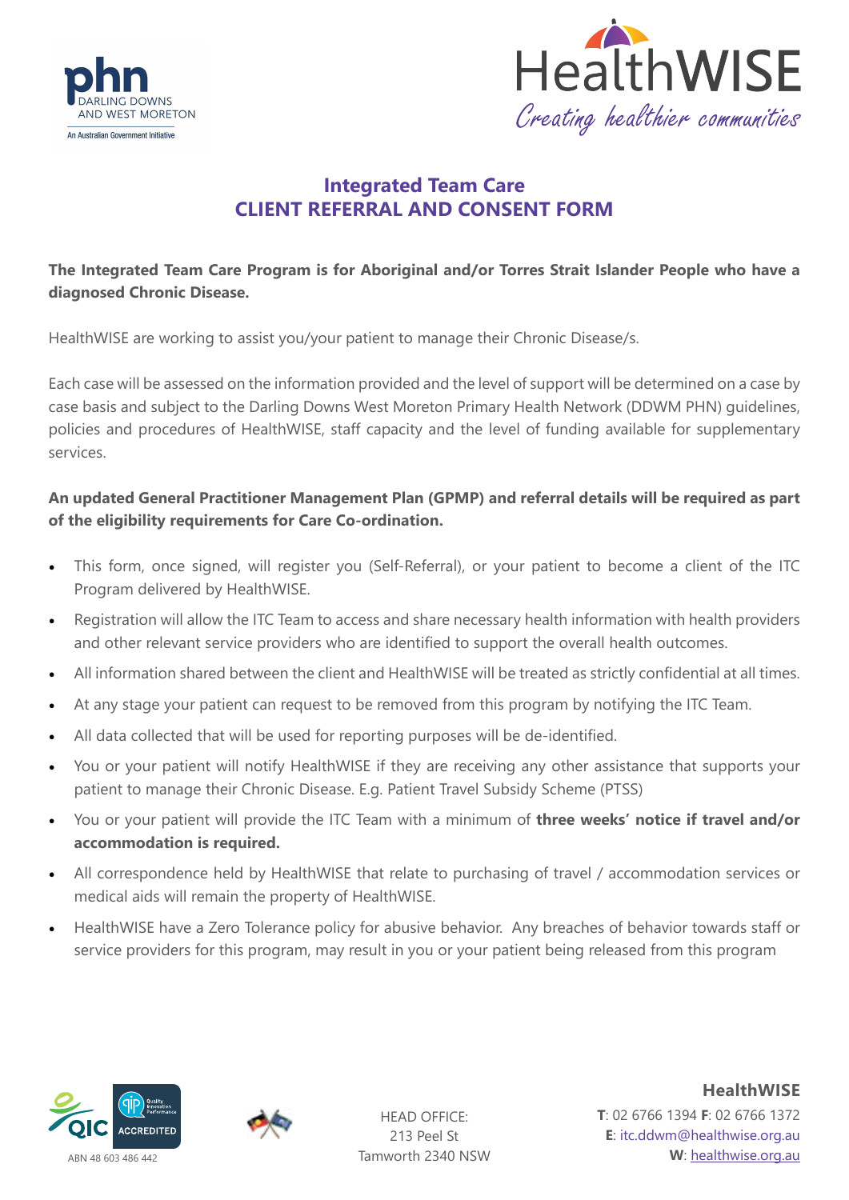# Integrated Team Care
# CLIENT REFERRAL AND CONSENT FORM

**The Integrated Team Care Program is for Aboriginal and/or Torres Strait Islander People who have a diagnosed Chronic Disease.**

HealthWISE are working to assist you/your patient to manage their Chronic Disease/s.

Each case will be assessed on the information provided and the level of support will be determined on a case by case basis and subject to the Darling Downs West Moreton Primary Health Network (DDWM PHN) guidelines, policies and procedures of HealthWISE, staff capacity and the level of funding available for supplementary services.

**An updated General Practitioner Management Plan (GPMP) and referral details will be required as part of the eligibility requirements for Care Co-ordination.**

- This form, once signed, will register you (Self-Referral), or your patient to become a client of the ITC Program delivered by HealthWISE.
- Registration will allow the ITC Team to access and share necessary health information with health providers and other relevant service providers who are identified to support the overall health outcomes.
- All information shared between the client and HealthWISE will be treated as strictly confidential at all times.
- At any stage your patient can request to be removed from this program by notifying the ITC Team.
- All data collected that will be used for reporting purposes will be de-identified.
- You or your patient will notify HealthWISE if they are receiving any other assistance that supports your patient to manage their Chronic Disease. E.g. Patient Travel Subsidy Scheme (PTSS)
- You or your patient will provide the ITC Team with a minimum of **three weeks' notice if travel and/or accommodation is required.**
- All correspondence held by HealthWISE that relate to purchasing of travel / accommodation services or medical aids will remain the property of HealthWISE.
- HealthWISE have a Zero Tolerance policy for abusive behavior. Any breaches of behavior towards staff or service providers for this program, may result in you or your patient being released from this program

ABN 48 603 486 442

HEAD OFFICE:
213 Peel St
Tamworth 2340 NSW

**HealthWISE**
**T**: 02 6766 1394 **F**: 02 6766 1372
**E**: itc.ddwm@healthwise.org.au
**W**: healthwise.org.au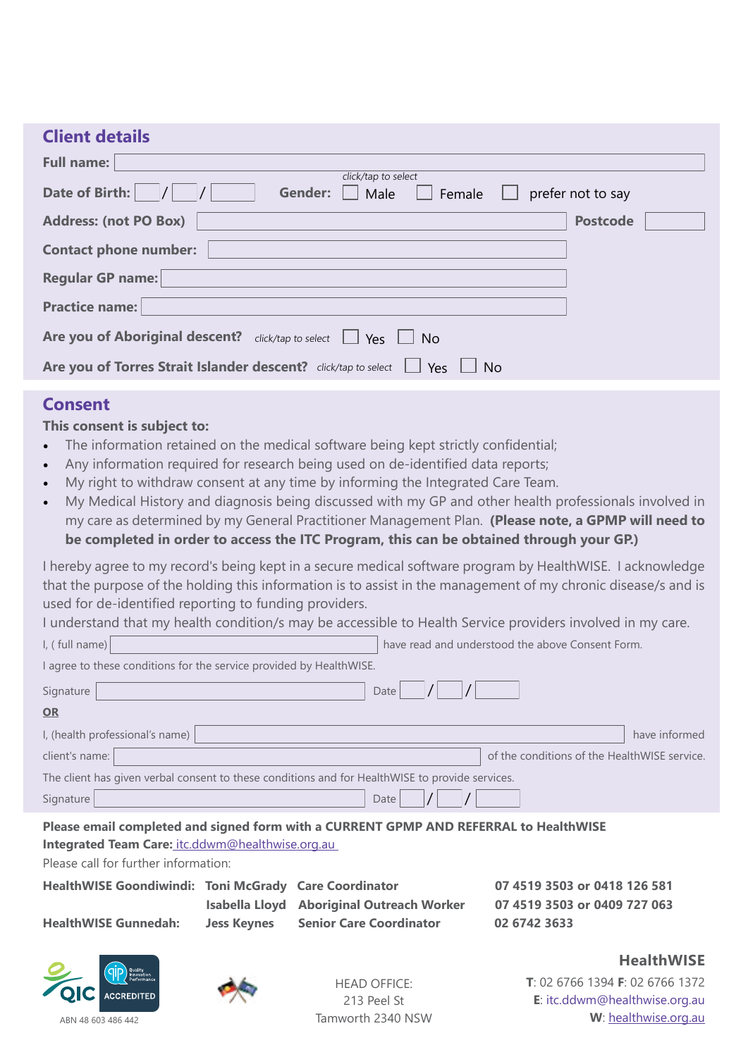## Client details

**Full name:** 

**Date of Birth:** ___ / ___ / ___ **Gender:** *click/tap to select* ☐ Male ☐ Female ☐ prefer not to say

**Address: (not PO Box)** **Postcode** 

**Contact phone number:** 

**Regular GP name:** 

**Practice name:** 

**Are you of Aboriginal descent?** *click/tap to select* ☐ Yes ☐ No

**Are you of Torres Strait Islander descent?** *click/tap to select* ☐ Yes ☐ No

## Consent

**This consent is subject to:**

- The information retained on the medical software being kept strictly confidential;
- Any information required for research being used on de-identified data reports;
- My right to withdraw consent at any time by informing the Integrated Care Team.
- My Medical History and diagnosis being discussed with my GP and other health professionals involved in my care as determined by my General Practitioner Management Plan. **(Please note, a GPMP will need to be completed in order to access the ITC Program, this can be obtained through your GP.)**

I hereby agree to my record's being kept in a secure medical software program by HealthWISE. I acknowledge that the purpose of the holding this information is to assist in the management of my chronic disease/s and is used for de-identified reporting to funding providers.

I understand that my health condition/s may be accessible to Health Service providers involved in my care.

I, ( full name) ______________________ have read and understood the above Consent Form.

I agree to these conditions for the service provided by HealthWISE.

Signature ______________________ Date ___ / ___ / ___

**OR**

I, (health professional's name) ______________________ have informed

client's name: ______________________ of the conditions of the HealthWISE service.

The client has given verbal consent to these conditions and for HealthWISE to provide services.

Signature ______________________ Date ___ / ___ / ___

**Please email completed and signed form with a CURRENT GPMP AND REFERRAL to HealthWISE Integrated Team Care:** itc.ddwm@healthwise.org.au

Please call for further information:

| | | | |
|---|---|---|---|
| **HealthWISE Goondiwindi:** | **Toni McGrady** | **Care Coordinator** | **07 4519 3503 or 0418 126 581** |
| | **Isabella Lloyd** | **Aboriginal Outreach Worker** | **07 4519 3503 or 0409 727 063** |
| **HealthWISE Gunnedah:** | **Jess Keynes** | **Senior Care Coordinator** | **02 6742 3633** |

ABN 48 603 486 442

HEAD OFFICE:
213 Peel St
Tamworth 2340 NSW

**HealthWISE**
**T**: 02 6766 1394 **F**: 02 6766 1372
**E**: itc.ddwm@healthwise.org.au
**W**: healthwise.org.au